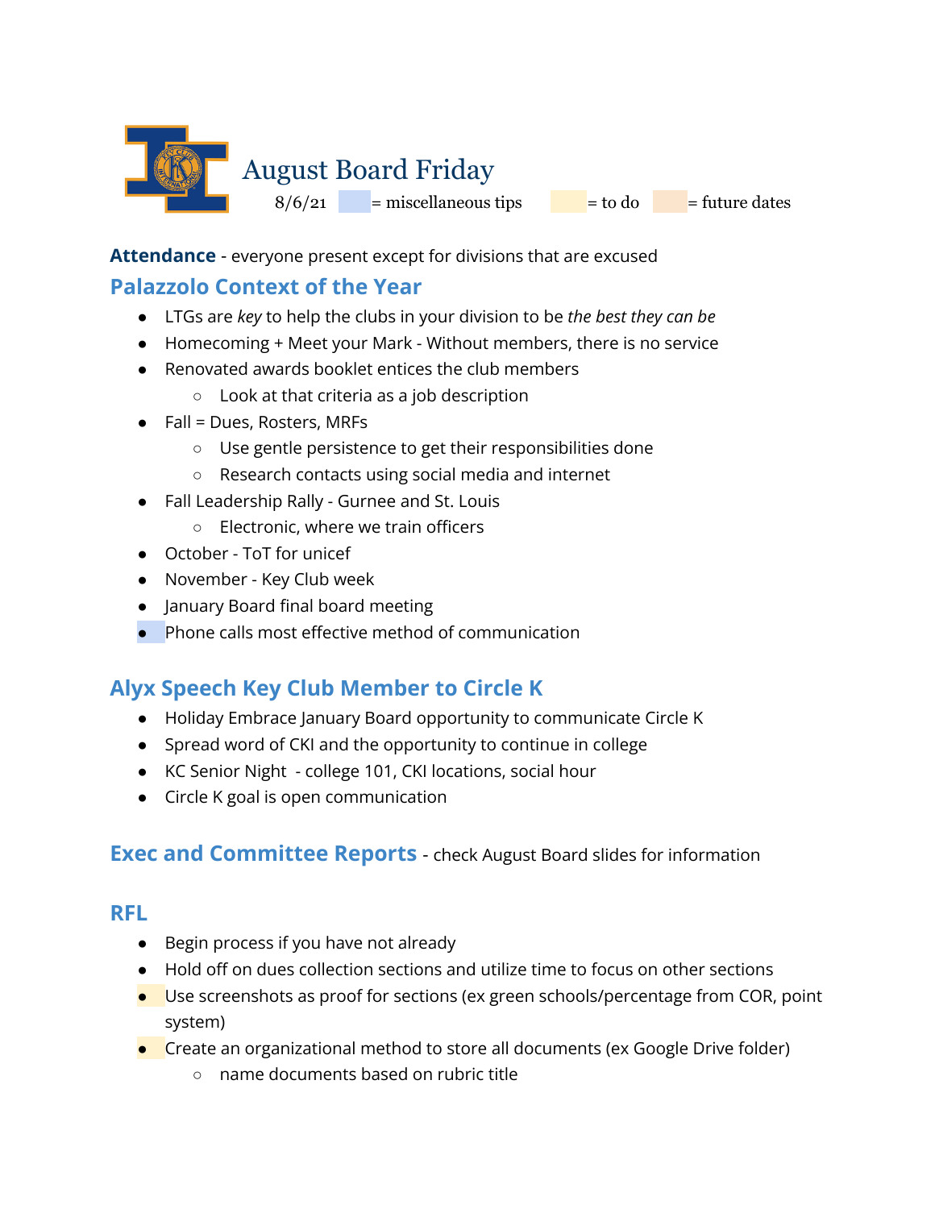# August Board Friday

8/6/21 = miscellaneous tips = to do = future dates

**Attendance** - everyone present except for divisions that are excused

## Palazzolo Context of the Year

- LTGs are *key* to help the clubs in your division to be *the best they can be*
- Homecoming + Meet your Mark - Without members, there is no service
- Renovated awards booklet entices the club members
  - Look at that criteria as a job description
- Fall = Dues, Rosters, MRFs
  - Use gentle persistence to get their responsibilities done
  - Research contacts using social media and internet
- Fall Leadership Rally - Gurnee and St. Louis
  - Electronic, where we train officers
- October - ToT for unicef
- November - Key Club week
- January Board final board meeting
- Phone calls most effective method of communication

## Alyx Speech Key Club Member to Circle K

- Holiday Embrace January Board opportunity to communicate Circle K
- Spread word of CKI and the opportunity to continue in college
- KC Senior Night - college 101, CKI locations, social hour
- Circle K goal is open communication

## Exec and Committee Reports - check August Board slides for information

## RFL

- Begin process if you have not already
- Hold off on dues collection sections and utilize time to focus on other sections
- Use screenshots as proof for sections (ex green schools/percentage from COR, point system)
- Create an organizational method to store all documents (ex Google Drive folder)
  - name documents based on rubric title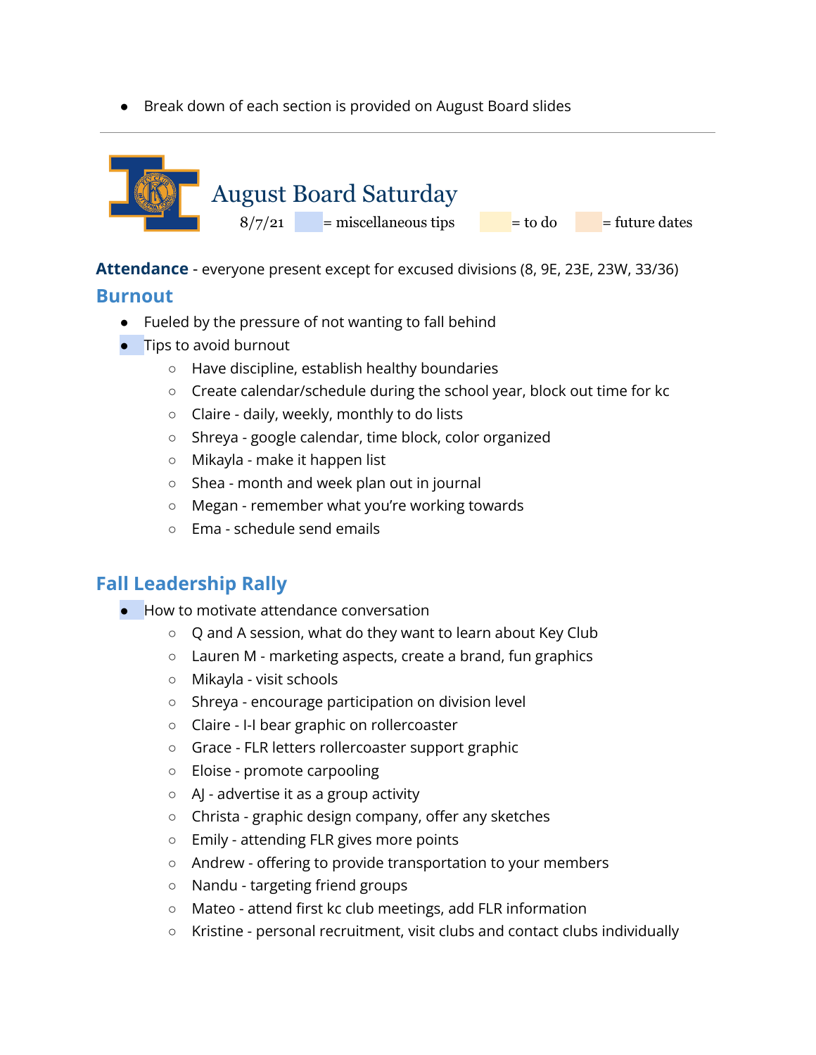- Break down of each section is provided on August Board slides

---

# August Board Saturday

8/7/21 = miscellaneous tips = to do = future dates

**Attendance** - everyone present except for excused divisions (8, 9E, 23E, 23W, 33/36)

## Burnout

- Fueled by the pressure of not wanting to fall behind
- Tips to avoid burnout
  - Have discipline, establish healthy boundaries
  - Create calendar/schedule during the school year, block out time for kc
  - Claire - daily, weekly, monthly to do lists
  - Shreya - google calendar, time block, color organized
  - Mikayla - make it happen list
  - Shea - month and week plan out in journal
  - Megan - remember what you're working towards
  - Ema - schedule send emails

## Fall Leadership Rally

- How to motivate attendance conversation
  - Q and A session, what do they want to learn about Key Club
  - Lauren M - marketing aspects, create a brand, fun graphics
  - Mikayla - visit schools
  - Shreya - encourage participation on division level
  - Claire - I-I bear graphic on rollercoaster
  - Grace - FLR letters rollercoaster support graphic
  - Eloise - promote carpooling
  - AJ - advertise it as a group activity
  - Christa - graphic design company, offer any sketches
  - Emily - attending FLR gives more points
  - Andrew - offering to provide transportation to your members
  - Nandu - targeting friend groups
  - Mateo - attend first kc club meetings, add FLR information
  - Kristine - personal recruitment, visit clubs and contact clubs individually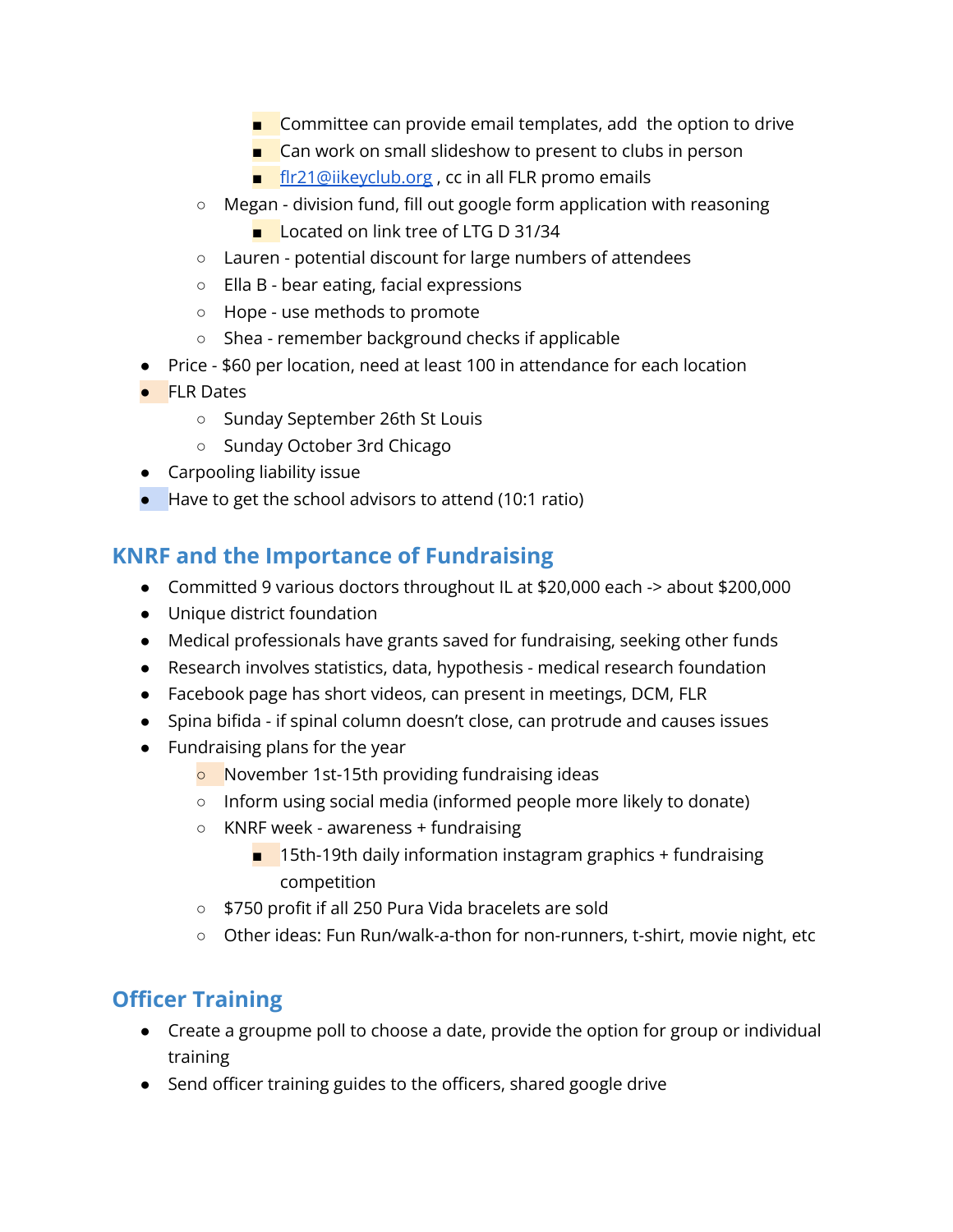- Committee can provide email templates, add the option to drive
        - Can work on small slideshow to present to clubs in person
        - flr21@iikeyclub.org , cc in all FLR promo emails
    - Megan - division fund, fill out google form application with reasoning
        - Located on link tree of LTG D 31/34
    - Lauren - potential discount for large numbers of attendees
    - Ella B - bear eating, facial expressions
    - Hope - use methods to promote
    - Shea - remember background checks if applicable
- Price - $60 per location, need at least 100 in attendance for each location
- FLR Dates
    - Sunday September 26th St Louis
    - Sunday October 3rd Chicago
- Carpooling liability issue
- Have to get the school advisors to attend (10:1 ratio)

## KNRF and the Importance of Fundraising

- Committed 9 various doctors throughout IL at $20,000 each -> about $200,000
- Unique district foundation
- Medical professionals have grants saved for fundraising, seeking other funds
- Research involves statistics, data, hypothesis - medical research foundation
- Facebook page has short videos, can present in meetings, DCM, FLR
- Spina bifida - if spinal column doesn't close, can protrude and causes issues
- Fundraising plans for the year
    - November 1st-15th providing fundraising ideas
    - Inform using social media (informed people more likely to donate)
    - KNRF week - awareness + fundraising
        - 15th-19th daily information instagram graphics + fundraising competition
    - $750 profit if all 250 Pura Vida bracelets are sold
    - Other ideas: Fun Run/walk-a-thon for non-runners, t-shirt, movie night, etc

## Officer Training

- Create a groupme poll to choose a date, provide the option for group or individual training
- Send officer training guides to the officers, shared google drive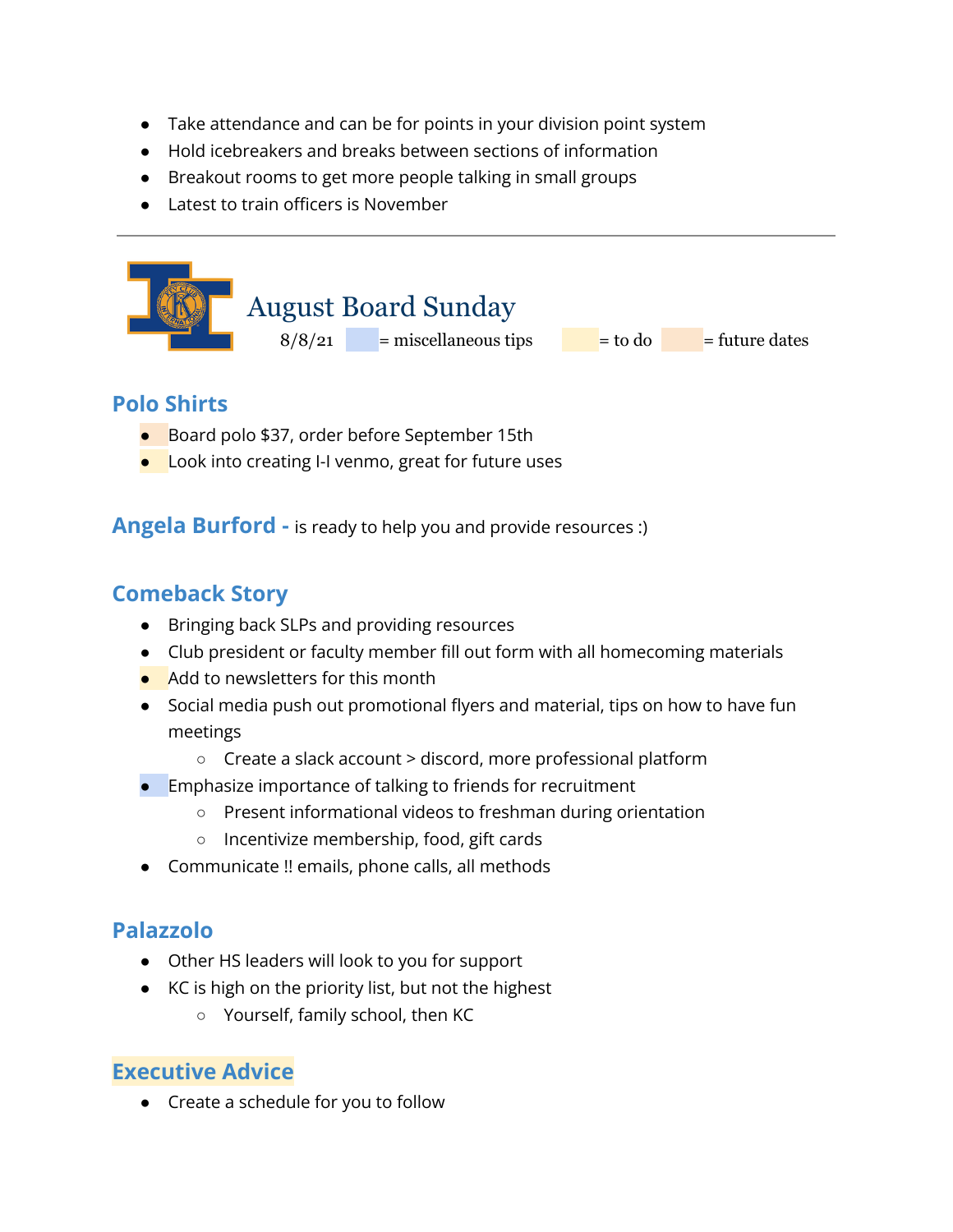- Take attendance and can be for points in your division point system
- Hold icebreakers and breaks between sections of information
- Breakout rooms to get more people talking in small groups
- Latest to train officers is November

---

# August Board Sunday

8/8/21 = miscellaneous tips = to do = future dates

## Polo Shirts

- Board polo $37, order before September 15th
- Look into creating I-I venmo, great for future uses

## Angela Burford - is ready to help you and provide resources :)

## Comeback Story

- Bringing back SLPs and providing resources
- Club president or faculty member fill out form with all homecoming materials
- Add to newsletters for this month
- Social media push out promotional flyers and material, tips on how to have fun meetings
  - Create a slack account > discord, more professional platform
- Emphasize importance of talking to friends for recruitment
  - Present informational videos to freshman during orientation
  - Incentivize membership, food, gift cards
- Communicate !! emails, phone calls, all methods

## Palazzolo

- Other HS leaders will look to you for support
- KC is high on the priority list, but not the highest
  - Yourself, family school, then KC

## Executive Advice

- Create a schedule for you to follow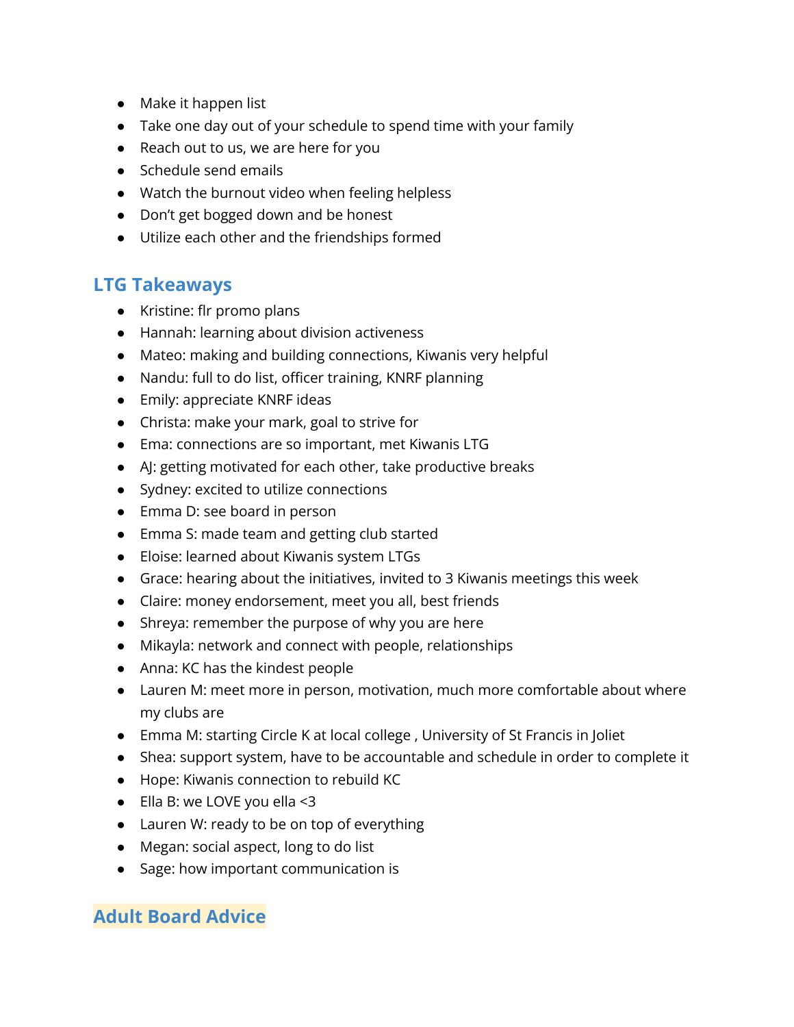- Make it happen list
- Take one day out of your schedule to spend time with your family
- Reach out to us, we are here for you
- Schedule send emails
- Watch the burnout video when feeling helpless
- Don't get bogged down and be honest
- Utilize each other and the friendships formed

## LTG Takeaways

- Kristine: flr promo plans
- Hannah: learning about division activeness
- Mateo: making and building connections, Kiwanis very helpful
- Nandu: full to do list, officer training, KNRF planning
- Emily: appreciate KNRF ideas
- Christa: make your mark, goal to strive for
- Ema: connections are so important, met Kiwanis LTG
- AJ: getting motivated for each other, take productive breaks
- Sydney: excited to utilize connections
- Emma D: see board in person
- Emma S: made team and getting club started
- Eloise: learned about Kiwanis system LTGs
- Grace: hearing about the initiatives, invited to 3 Kiwanis meetings this week
- Claire: money endorsement, meet you all, best friends
- Shreya: remember the purpose of why you are here
- Mikayla: network and connect with people, relationships
- Anna: KC has the kindest people
- Lauren M: meet more in person, motivation, much more comfortable about where my clubs are
- Emma M: starting Circle K at local college , University of St Francis in Joliet
- Shea: support system, have to be accountable and schedule in order to complete it
- Hope: Kiwanis connection to rebuild KC
- Ella B: we LOVE you ella <3
- Lauren W: ready to be on top of everything
- Megan: social aspect, long to do list
- Sage: how important communication is

## Adult Board Advice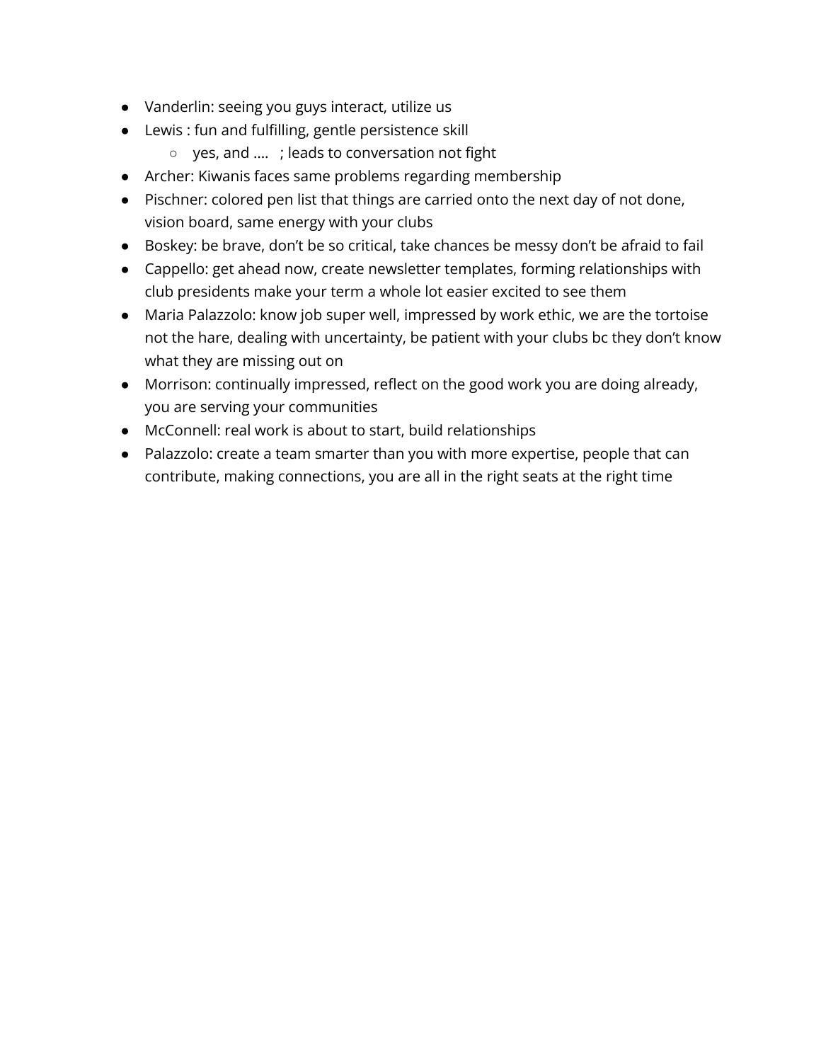- Vanderlin: seeing you guys interact, utilize us
- Lewis : fun and fulfilling, gentle persistence skill
  - yes, and ….   ; leads to conversation not fight
- Archer: Kiwanis faces same problems regarding membership
- Pischner: colored pen list that things are carried onto the next day of not done, vision board, same energy with your clubs
- Boskey: be brave, don't be so critical, take chances be messy don't be afraid to fail
- Cappello: get ahead now, create newsletter templates, forming relationships with club presidents make your term a whole lot easier excited to see them
- Maria Palazzolo: know job super well, impressed by work ethic, we are the tortoise not the hare, dealing with uncertainty, be patient with your clubs bc they don't know what they are missing out on
- Morrison: continually impressed, reflect on the good work you are doing already, you are serving your communities
- McConnell: real work is about to start, build relationships
- Palazzolo: create a team smarter than you with more expertise, people that can contribute, making connections, you are all in the right seats at the right time